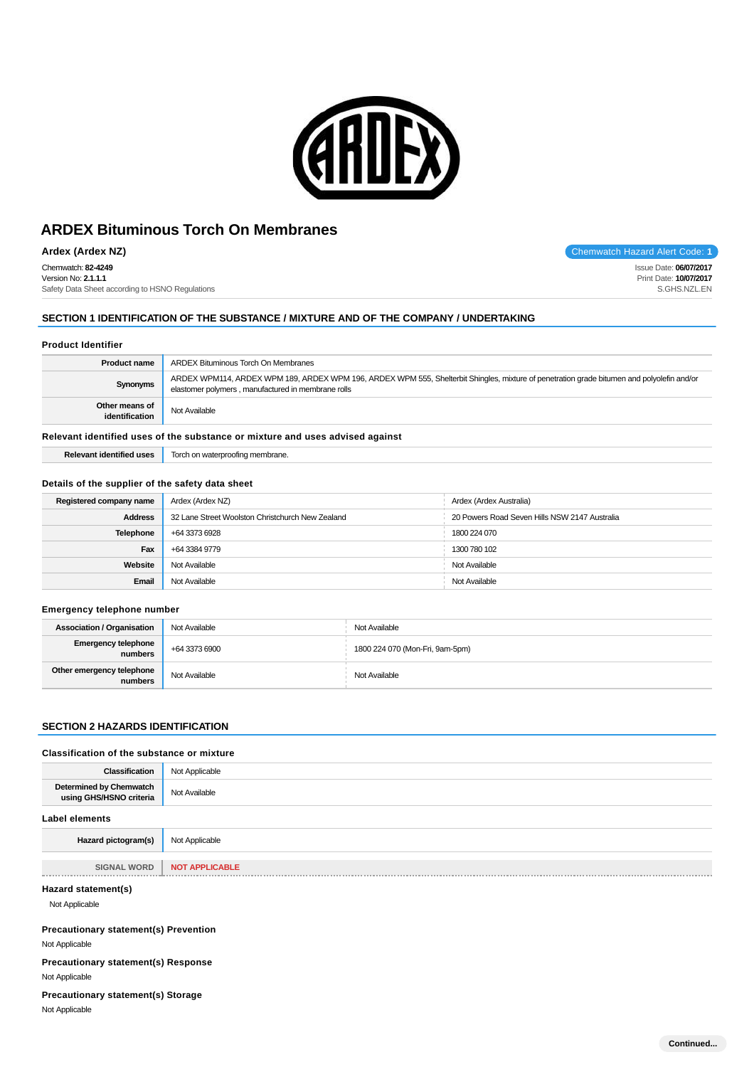# ARDEX Bituminous Torch On Membranes

**Ardex (Ardex NZ)**

Chemwatch Hazard Alert Code: **1**

Chemwatch: **82-4249**
Version No: **2.1.1.1**
Safety Data Sheet according to HSNO Regulations

Issue Date: **06/07/2017**
Print Date: **10/07/2017**
S.GHS.NZL.EN

## SECTION 1 IDENTIFICATION OF THE SUBSTANCE / MIXTURE AND OF THE COMPANY / UNDERTAKING

### Product Identifier

| | |
|---|---|
| **Product name** | ARDEX Bituminous Torch On Membranes |
| **Synonyms** | ARDEX WPM114, ARDEX WPM 189, ARDEX WPM 196, ARDEX WPM 555, Shelterbit Shingles, mixture of penetration grade bitumen and polyolefin and/or elastomer polymers , manufactured in membrane rolls |
| **Other means of identification** | Not Available |

### Relevant identified uses of the substance or mixture and uses advised against

| | |
|---|---|
| **Relevant identified uses** | Torch on waterproofing membrane. |

### Details of the supplier of the safety data sheet

| | | |
|---|---|---|
| **Registered company name** | Ardex (Ardex NZ) | Ardex (Ardex Australia) |
| **Address** | 32 Lane Street Woolston Christchurch New Zealand | 20 Powers Road Seven Hills NSW 2147 Australia |
| **Telephone** | +64 3373 6928 | 1800 224 070 |
| **Fax** | +64 3384 9779 | 1300 780 102 |
| **Website** | Not Available | Not Available |
| **Email** | Not Available | Not Available |

### Emergency telephone number

| | | |
|---|---|---|
| **Association / Organisation** | Not Available | Not Available |
| **Emergency telephone numbers** | +64 3373 6900 | 1800 224 070 (Mon-Fri, 9am-5pm) |
| **Other emergency telephone numbers** | Not Available | Not Available |

## SECTION 2 HAZARDS IDENTIFICATION

### Classification of the substance or mixture

| | |
|---|---|
| **Classification** | Not Applicable |
| **Determined by Chemwatch using GHS/HSNO criteria** | Not Available |

### Label elements

| | |
|---|---|
| **Hazard pictogram(s)** | Not Applicable |
| **SIGNAL WORD** | **NOT APPLICABLE** |

### Hazard statement(s)

Not Applicable

### Precautionary statement(s) Prevention

Not Applicable

### Precautionary statement(s) Response

Not Applicable

### Precautionary statement(s) Storage

Not Applicable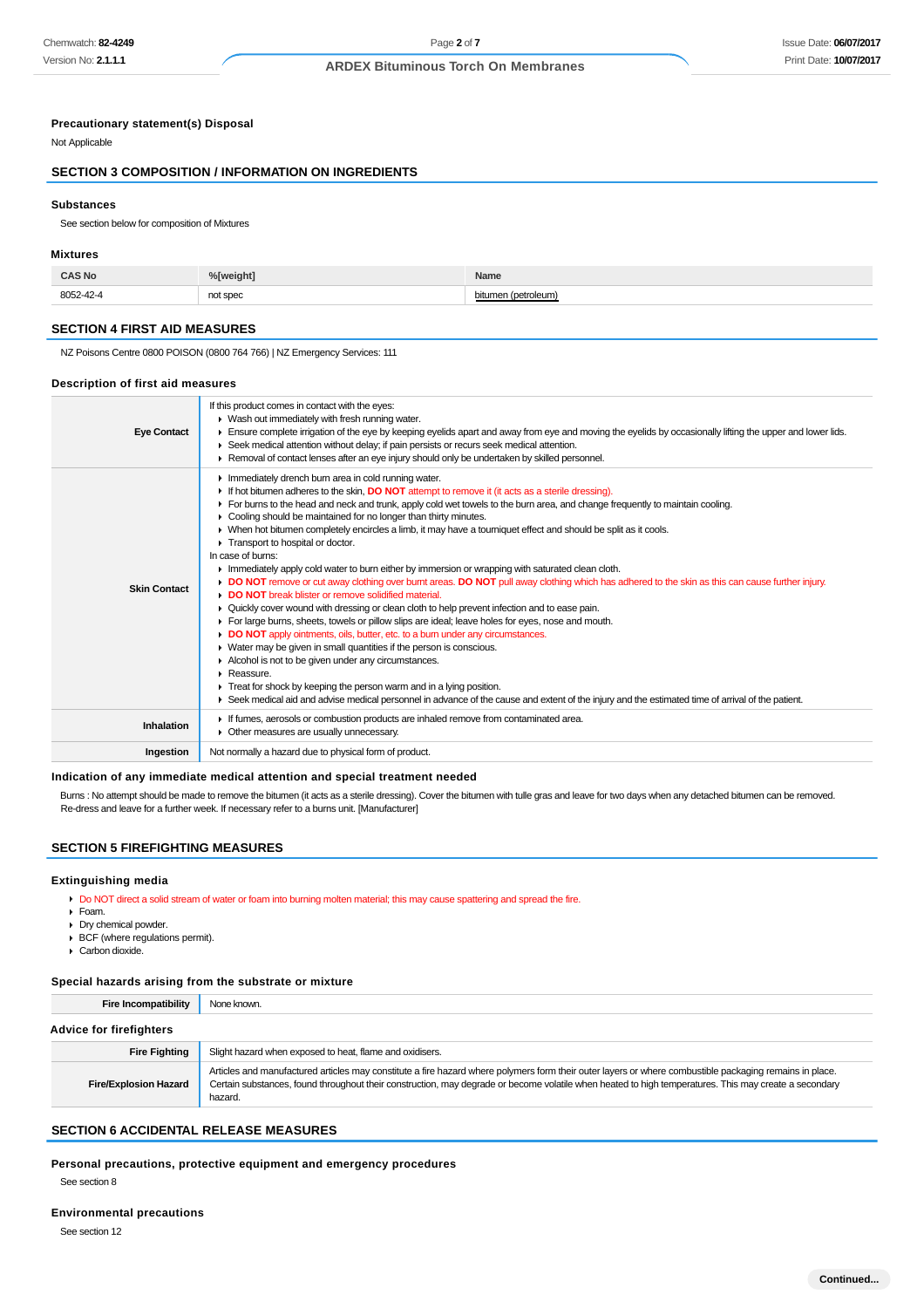### Precautionary statement(s) Disposal

Not Applicable

## SECTION 3 COMPOSITION / INFORMATION ON INGREDIENTS

### Substances

See section below for composition of Mixtures

### Mixtures

| CAS No | %[weight] | Name |
|---|---|---|
| 8052-42-4 | not spec | bitumen (petroleum) |

## SECTION 4 FIRST AID MEASURES

NZ Poisons Centre 0800 POISON (0800 764 766) | NZ Emergency Services: 111

### Description of first aid measures

| | |
|---|---|
| **Eye Contact** | If this product comes in contact with the eyes:<br>▸ Wash out immediately with fresh running water.<br>▸ Ensure complete irrigation of the eye by keeping eyelids apart and away from eye and moving the eyelids by occasionally lifting the upper and lower lids.<br>▸ Seek medical attention without delay; if pain persists or recurs seek medical attention.<br>▸ Removal of contact lenses after an eye injury should only be undertaken by skilled personnel. |
| **Skin Contact** | ▸ Immediately drench burn area in cold running water.<br>▸ If hot bitumen adheres to the skin, **DO NOT** attempt to remove it (it acts as a sterile dressing).<br>▸ For burns to the head and neck and trunk, apply cold wet towels to the burn area, and change frequently to maintain cooling.<br>▸ Cooling should be maintained for no longer than thirty minutes.<br>▸ When hot bitumen completely encircles a limb, it may have a tourniquet effect and should be split as it cools.<br>▸ Transport to hospital or doctor.<br>In case of burns:<br>▸ Immediately apply cold water to burn either by immersion or wrapping with saturated clean cloth.<br>▸ **DO NOT** remove or cut away clothing over burnt areas. **DO NOT** pull away clothing which has adhered to the skin as this can cause further injury.<br>▸ **DO NOT** break blister or remove solidified material.<br>▸ Quickly cover wound with dressing or clean cloth to help prevent infection and to ease pain.<br>▸ For large burns, sheets, towels or pillow slips are ideal; leave holes for eyes, nose and mouth.<br>▸ **DO NOT** apply ointments, oils, butter, etc. to a burn under any circumstances.<br>▸ Water may be given in small quantities if the person is conscious.<br>▸ Alcohol is not to be given under any circumstances.<br>▸ Reassure.<br>▸ Treat for shock by keeping the person warm and in a lying position.<br>▸ Seek medical aid and advise medical personnel in advance of the cause and extent of the injury and the estimated time of arrival of the patient. |
| **Inhalation** | ▸ If fumes, aerosols or combustion products are inhaled remove from contaminated area.<br>▸ Other measures are usually unnecessary. |
| **Ingestion** | Not normally a hazard due to physical form of product. |

### Indication of any immediate medical attention and special treatment needed

Burns : No attempt should be made to remove the bitumen (it acts as a sterile dressing). Cover the bitumen with tulle gras and leave for two days when any detached bitumen can be removed. Re-dress and leave for a further week. If necessary refer to a burns unit. [Manufacturer]

## SECTION 5 FIREFIGHTING MEASURES

### Extinguishing media

- Do NOT direct a solid stream of water or foam into burning molten material; this may cause spattering and spread the fire.
- Foam.
- Dry chemical powder.
- BCF (where regulations permit).
- Carbon dioxide.

### Special hazards arising from the substrate or mixture

| | |
|---|---|
| **Fire Incompatibility** | None known. |

### Advice for firefighters

| | |
|---|---|
| **Fire Fighting** | Slight hazard when exposed to heat, flame and oxidisers. |
| **Fire/Explosion Hazard** | Articles and manufactured articles may constitute a fire hazard where polymers form their outer layers or where combustible packaging remains in place. Certain substances, found throughout their construction, may degrade or become volatile when heated to high temperatures. This may create a secondary hazard. |

## SECTION 6 ACCIDENTAL RELEASE MEASURES

### Personal precautions, protective equipment and emergency procedures

See section 8

### Environmental precautions

See section 12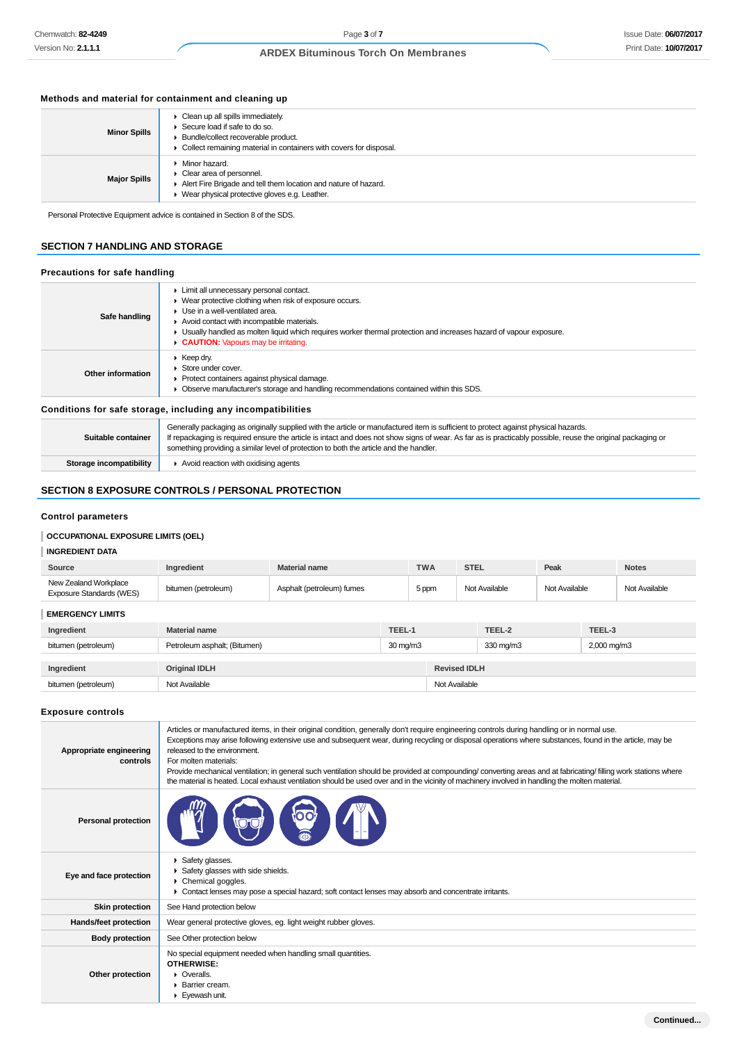### Methods and material for containment and cleaning up

| | |
|---|---|
| **Minor Spills** | ▸ Clean up all spills immediately.<br>▸ Secure load if safe to do so.<br>▸ Bundle/collect recoverable product.<br>▸ Collect remaining material in containers with covers for disposal. |
| **Major Spills** | ▸ Minor hazard.<br>▸ Clear area of personnel.<br>▸ Alert Fire Brigade and tell them location and nature of hazard.<br>▸ Wear physical protective gloves e.g. Leather. |

Personal Protective Equipment advice is contained in Section 8 of the SDS.

## SECTION 7 HANDLING AND STORAGE

### Precautions for safe handling

| | |
|---|---|
| **Safe handling** | ▸ Limit all unnecessary personal contact.<br>▸ Wear protective clothing when risk of exposure occurs.<br>▸ Use in a well-ventilated area.<br>▸ Avoid contact with incompatible materials.<br>▸ Usually handled as molten liquid which requires worker thermal protection and increases hazard of vapour exposure.<br>▸ **CAUTION:** Vapours may be irritating. |
| **Other information** | ▸ Keep dry.<br>▸ Store under cover.<br>▸ Protect containers against physical damage.<br>▸ Observe manufacturer's storage and handling recommendations contained within this SDS. |

### Conditions for safe storage, including any incompatibilities

| | |
|---|---|
| **Suitable container** | Generally packaging as originally supplied with the article or manufactured item is sufficient to protect against physical hazards.<br>If repackaging is required ensure the article is intact and does not show signs of wear. As far as is practicably possible, reuse the original packaging or something providing a similar level of protection to both the article and the handler. |
| **Storage incompatibility** | ▸ Avoid reaction with oxidising agents |

## SECTION 8 EXPOSURE CONTROLS / PERSONAL PROTECTION

### Control parameters

**OCCUPATIONAL EXPOSURE LIMITS (OEL)**

**INGREDIENT DATA**

| Source | Ingredient | Material name | TWA | STEL | Peak | Notes |
|---|---|---|---|---|---|---|
| New Zealand Workplace Exposure Standards (WES) | bitumen (petroleum) | Asphalt (petroleum) fumes | 5 ppm | Not Available | Not Available | Not Available |

**EMERGENCY LIMITS**

| Ingredient | Material name | TEEL-1 | TEEL-2 | TEEL-3 |
|---|---|---|---|---|
| bitumen (petroleum) | Petroleum asphalt; (Bitumen) | 30 mg/m3 | 330 mg/m3 | 2,000 mg/m3 |

| Ingredient | Original IDLH | Revised IDLH |
|---|---|---|
| bitumen (petroleum) | Not Available | Not Available |

### Exposure controls

| | |
|---|---|
| **Appropriate engineering controls** | Articles or manufactured items, in their original condition, generally don't require engineering controls during handling or in normal use.<br>Exceptions may arise following extensive use and subsequent wear, during recycling or disposal operations where substances, found in the article, may be released to the environment.<br>For molten materials:<br>Provide mechanical ventilation; in general such ventilation should be provided at compounding/ converting areas and at fabricating/ filling work stations where the material is heated. Local exhaust ventilation should be used over and in the vicinity of machinery involved in handling the molten material. |
| **Personal protection** | |
| **Eye and face protection** | ▸ Safety glasses.<br>▸ Safety glasses with side shields.<br>▸ Chemical goggles.<br>▸ Contact lenses may pose a special hazard; soft contact lenses may absorb and concentrate irritants. |
| **Skin protection** | See Hand protection below |
| **Hands/feet protection** | Wear general protective gloves, eg. light weight rubber gloves. |
| **Body protection** | See Other protection below |
| **Other protection** | No special equipment needed when handling small quantities.<br>**OTHERWISE:**<br>▸ Overalls.<br>▸ Barrier cream.<br>▸ Eyewash unit. |

Continued...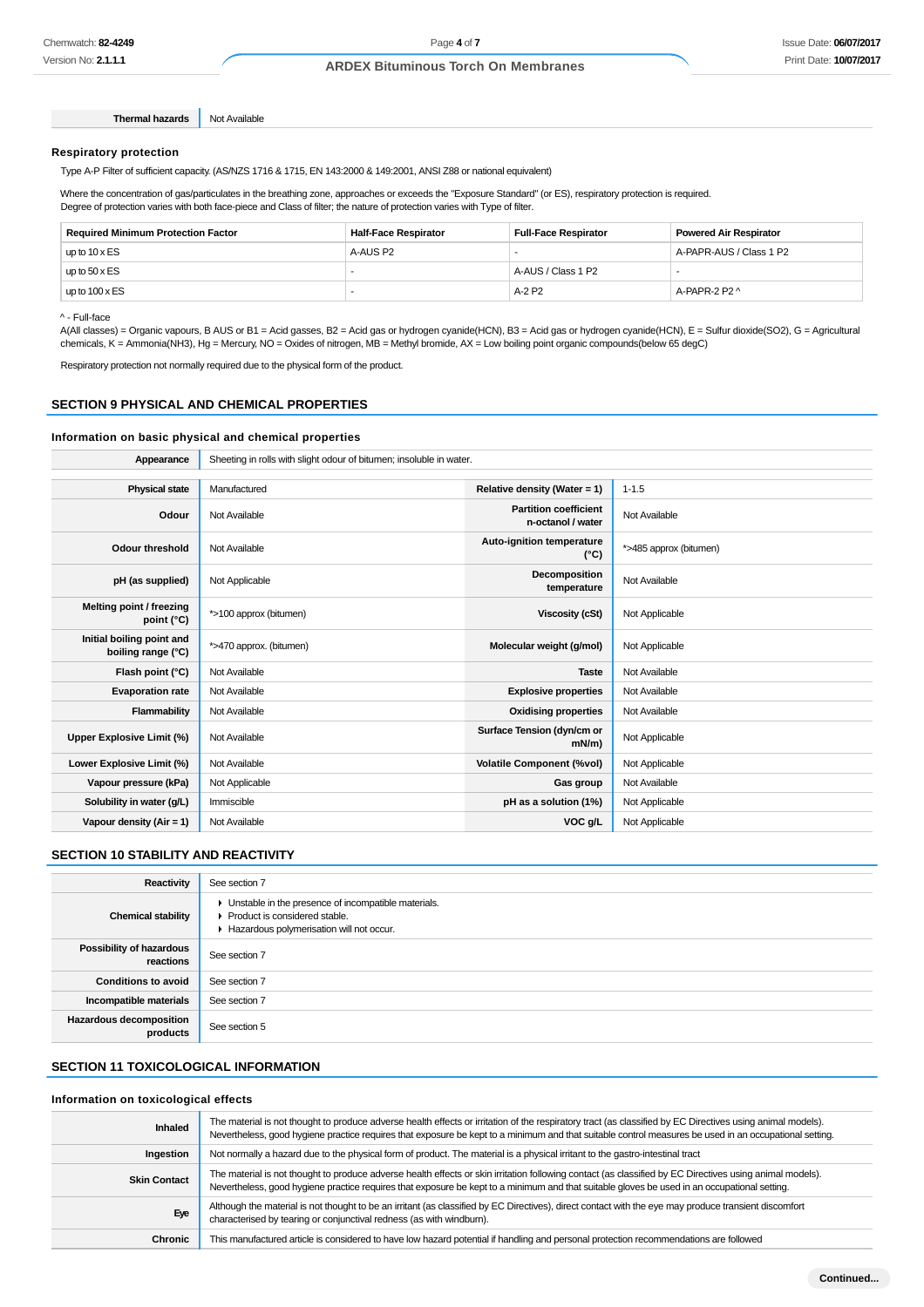| Thermal hazards | Not Available |
|---|---|

### Respiratory protection

Type A-P Filter of sufficient capacity. (AS/NZS 1716 & 1715, EN 143:2000 & 149:2001, ANSI Z88 or national equivalent)

Where the concentration of gas/particulates in the breathing zone, approaches or exceeds the "Exposure Standard" (or ES), respiratory protection is required.
Degree of protection varies with both face-piece and Class of filter; the nature of protection varies with Type of filter.

| Required Minimum Protection Factor | Half-Face Respirator | Full-Face Respirator | Powered Air Respirator |
|---|---|---|---|
| up to 10 x ES | A-AUS P2 | - | A-PAPR-AUS / Class 1 P2 |
| up to 50 x ES | - | A-AUS / Class 1 P2 | - |
| up to 100 x ES | - | A-2 P2 | A-PAPR-2 P2 ^ |

^ - Full-face
A(All classes) = Organic vapours, B AUS or B1 = Acid gasses, B2 = Acid gas or hydrogen cyanide(HCN), B3 = Acid gas or hydrogen cyanide(HCN), E = Sulfur dioxide(SO2), G = Agricultural chemicals, K = Ammonia(NH3), Hg = Mercury, NO = Oxides of nitrogen, MB = Methyl bromide, AX = Low boiling point organic compounds(below 65 degC)

Respiratory protection not normally required due to the physical form of the product.

## SECTION 9 PHYSICAL AND CHEMICAL PROPERTIES

### Information on basic physical and chemical properties

| Appearance | Sheeting in rolls with slight odour of bitumen; insoluble in water. | | |
|---|---|---|---|
| Physical state | Manufactured | Relative density (Water = 1) | 1-1.5 |
| Odour | Not Available | Partition coefficient n-octanol / water | Not Available |
| Odour threshold | Not Available | Auto-ignition temperature (°C) | *>485 approx (bitumen) |
| pH (as supplied) | Not Applicable | Decomposition temperature | Not Available |
| Melting point / freezing point (°C) | *>100 approx (bitumen) | Viscosity (cSt) | Not Applicable |
| Initial boiling point and boiling range (°C) | *>470 approx. (bitumen) | Molecular weight (g/mol) | Not Applicable |
| Flash point (°C) | Not Available | Taste | Not Available |
| Evaporation rate | Not Available | Explosive properties | Not Available |
| Flammability | Not Available | Oxidising properties | Not Available |
| Upper Explosive Limit (%) | Not Available | Surface Tension (dyn/cm or mN/m) | Not Applicable |
| Lower Explosive Limit (%) | Not Available | Volatile Component (%vol) | Not Applicable |
| Vapour pressure (kPa) | Not Applicable | Gas group | Not Available |
| Solubility in water (g/L) | Immiscible | pH as a solution (1%) | Not Applicable |
| Vapour density (Air = 1) | Not Available | VOC g/L | Not Applicable |

## SECTION 10 STABILITY AND REACTIVITY

| Reactivity | See section 7 |
|---|---|
| Chemical stability | ▸ Unstable in the presence of incompatible materials.<br>▸ Product is considered stable.<br>▸ Hazardous polymerisation will not occur. |
| Possibility of hazardous reactions | See section 7 |
| Conditions to avoid | See section 7 |
| Incompatible materials | See section 7 |
| Hazardous decomposition products | See section 5 |

## SECTION 11 TOXICOLOGICAL INFORMATION

### Information on toxicological effects

| Inhaled | The material is not thought to produce adverse health effects or irritation of the respiratory tract (as classified by EC Directives using animal models). Nevertheless, good hygiene practice requires that exposure be kept to a minimum and that suitable control measures be used in an occupational setting. |
|---|---|
| Ingestion | Not normally a hazard due to the physical form of product. The material is a physical irritant to the gastro-intestinal tract |
| Skin Contact | The material is not thought to produce adverse health effects or skin irritation following contact (as classified by EC Directives using animal models). Nevertheless, good hygiene practice requires that exposure be kept to a minimum and that suitable gloves be used in an occupational setting. |
| Eye | Although the material is not thought to be an irritant (as classified by EC Directives), direct contact with the eye may produce transient discomfort characterised by tearing or conjunctival redness (as with windburn). |
| Chronic | This manufactured article is considered to have low hazard potential if handling and personal protection recommendations are followed |

Continued...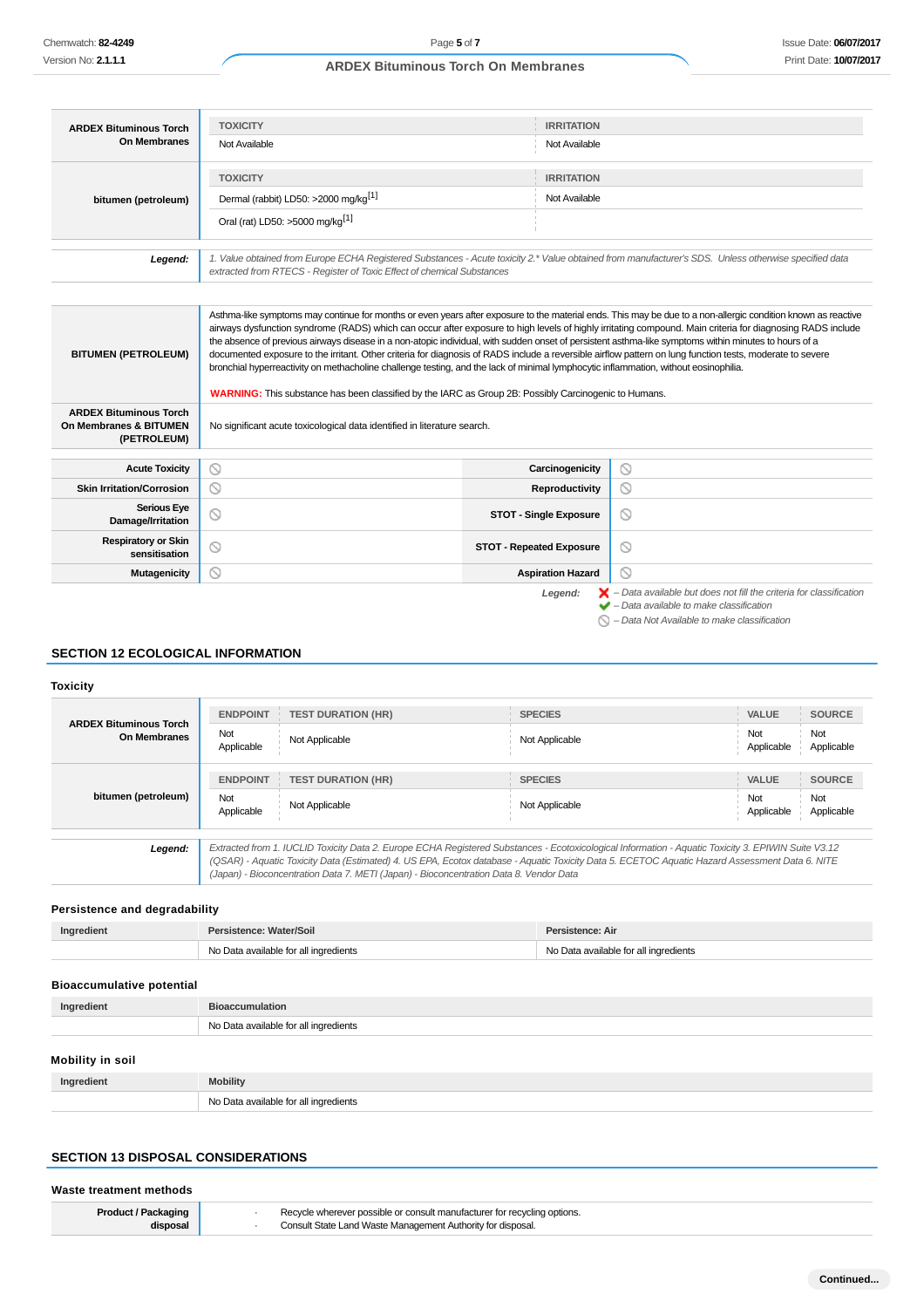| | TOXICITY | IRRITATION |
|---|---|---|
| **ARDEX Bituminous Torch On Membranes** | Not Available | Not Available |
| **bitumen (petroleum)** | **TOXICITY** | **IRRITATION** |
| | Dermal (rabbit) LD50: >2000 mg/kg[1] | Not Available |
| | Oral (rat) LD50: >5000 mg/kg[1] | |

| | |
|---|---|
| ***Legend:*** | *1. Value obtained from Europe ECHA Registered Substances - Acute toxicity 2.\* Value obtained from manufacturer's SDS. Unless otherwise specified data extracted from RTECS - Register of Toxic Effect of chemical Substances* |

| | |
|---|---|
| **BITUMEN (PETROLEUM)** | Asthma-like symptoms may continue for months or even years after exposure to the material ends. This may be due to a non-allergic condition known as reactive airways dysfunction syndrome (RADS) which can occur after exposure to high levels of highly irritating compound. Main criteria for diagnosing RADS include the absence of previous airways disease in a non-atopic individual, with sudden onset of persistent asthma-like symptoms within minutes to hours of a documented exposure to the irritant. Other criteria for diagnosis of RADS include a reversible airflow pattern on lung function tests, moderate to severe bronchial hyperreactivity on methacholine challenge testing, and the lack of minimal lymphocytic inflammation, without eosinophilia.<br><br>**WARNING:** This substance has been classified by the IARC as Group 2B: Possibly Carcinogenic to Humans. |
| **ARDEX Bituminous Torch On Membranes & BITUMEN (PETROLEUM)** | No significant acute toxicological data identified in literature search. |

| | | | |
|---|---|---|---|
| **Acute Toxicity** | ⃠ | **Carcinogenicity** | ⃠ |
| **Skin Irritation/Corrosion** | ⃠ | **Reproductivity** | ⃠ |
| **Serious Eye Damage/Irritation** | ⃠ | **STOT - Single Exposure** | ⃠ |
| **Respiratory or Skin sensitisation** | ⃠ | **STOT - Repeated Exposure** | ⃠ |
| **Mutagenicity** | ⃠ | **Aspiration Hazard** | ⃠ |

***Legend:***
- ✘ *– Data available but does not fill the criteria for classification*
- ✔ *– Data available to make classification*
- ⃠ *– Data Not Available to make classification*

## SECTION 12 ECOLOGICAL INFORMATION

### Toxicity

| | ENDPOINT | TEST DURATION (HR) | SPECIES | VALUE | SOURCE |
|---|---|---|---|---|---|
| **ARDEX Bituminous Torch On Membranes** | Not Applicable | Not Applicable | Not Applicable | Not Applicable | Not Applicable |
| **bitumen (petroleum)** | **ENDPOINT** | **TEST DURATION (HR)** | **SPECIES** | **VALUE** | **SOURCE** |
| | Not Applicable | Not Applicable | Not Applicable | Not Applicable | Not Applicable |

| | |
|---|---|
| ***Legend:*** | *Extracted from 1. IUCLID Toxicity Data 2. Europe ECHA Registered Substances - Ecotoxicological Information - Aquatic Toxicity 3. EPIWIN Suite V3.12 (QSAR) - Aquatic Toxicity Data (Estimated) 4. US EPA, Ecotox database - Aquatic Toxicity Data 5. ECETOC Aquatic Hazard Assessment Data 6. NITE (Japan) - Bioconcentration Data 7. METI (Japan) - Bioconcentration Data 8. Vendor Data* |

### Persistence and degradability

| Ingredient | Persistence: Water/Soil | Persistence: Air |
|---|---|---|
| | No Data available for all ingredients | No Data available for all ingredients |

### Bioaccumulative potential

| Ingredient | Bioaccumulation |
|---|---|
| | No Data available for all ingredients |

### Mobility in soil

| Ingredient | Mobility |
|---|---|
| | No Data available for all ingredients |

## SECTION 13 DISPOSAL CONSIDERATIONS

### Waste treatment methods

| | |
|---|---|
| **Product / Packaging disposal** | · Recycle wherever possible or consult manufacturer for recycling options.<br>· Consult State Land Waste Management Authority for disposal. |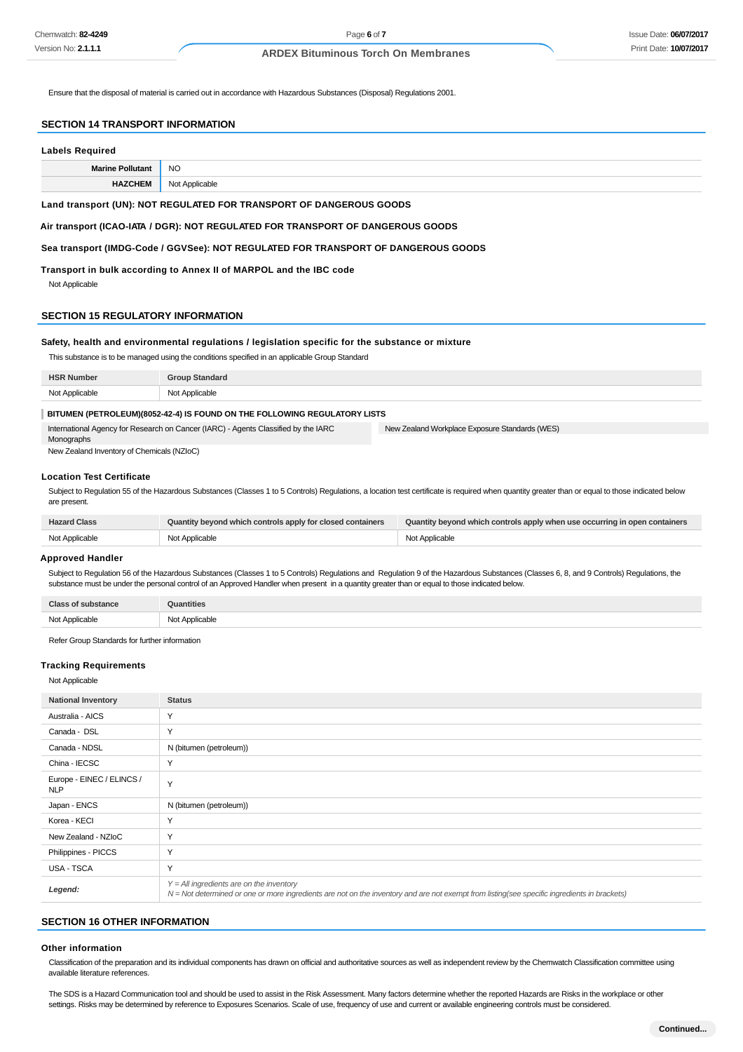Ensure that the disposal of material is carried out in accordance with Hazardous Substances (Disposal) Regulations 2001.

## SECTION 14 TRANSPORT INFORMATION

### Labels Required

| | |
|---|---|
| **Marine Pollutant** | NO |
| **HAZCHEM** | Not Applicable |

### Land transport (UN): NOT REGULATED FOR TRANSPORT OF DANGEROUS GOODS

### Air transport (ICAO-IATA / DGR): NOT REGULATED FOR TRANSPORT OF DANGEROUS GOODS

### Sea transport (IMDG-Code / GGVSee): NOT REGULATED FOR TRANSPORT OF DANGEROUS GOODS

### Transport in bulk according to Annex II of MARPOL and the IBC code

Not Applicable

## SECTION 15 REGULATORY INFORMATION

### Safety, health and environmental regulations / legislation specific for the substance or mixture

This substance is to be managed using the conditions specified in an applicable Group Standard

| HSR Number | Group Standard |
|---|---|
| Not Applicable | Not Applicable |

**BITUMEN (PETROLEUM)(8052-42-4) IS FOUND ON THE FOLLOWING REGULATORY LISTS**

| | |
|---|---|
| International Agency for Research on Cancer (IARC) - Agents Classified by the IARC Monographs | New Zealand Workplace Exposure Standards (WES) |
| New Zealand Inventory of Chemicals (NZIoC) | |

### Location Test Certificate

Subject to Regulation 55 of the Hazardous Substances (Classes 1 to 5 Controls) Regulations, a location test certificate is required when quantity greater than or equal to those indicated below are present.

| Hazard Class | Quantity beyond which controls apply for closed containers | Quantity beyond which controls apply when use occurring in open containers |
|---|---|---|
| Not Applicable | Not Applicable | Not Applicable |

### Approved Handler

Subject to Regulation 56 of the Hazardous Substances (Classes 1 to 5 Controls) Regulations and Regulation 9 of the Hazardous Substances (Classes 6, 8, and 9 Controls) Regulations, the substance must be under the personal control of an Approved Handler when present in a quantity greater than or equal to those indicated below.

| Class of substance | Quantities |
|---|---|
| Not Applicable | Not Applicable |

Refer Group Standards for further information

### Tracking Requirements

Not Applicable

| National Inventory | Status |
|---|---|
| Australia - AICS | Y |
| Canada - DSL | Y |
| Canada - NDSL | N (bitumen (petroleum)) |
| China - IECSC | Y |
| Europe - EINEC / ELINCS / NLP | Y |
| Japan - ENCS | N (bitumen (petroleum)) |
| Korea - KECI | Y |
| New Zealand - NZIoC | Y |
| Philippines - PICCS | Y |
| USA - TSCA | Y |
| ***Legend:*** | *Y = All ingredients are on the inventory*<br>*N = Not determined or one or more ingredients are not on the inventory and are not exempt from listing(see specific ingredients in brackets)* |

## SECTION 16 OTHER INFORMATION

### Other information

Classification of the preparation and its individual components has drawn on official and authoritative sources as well as independent review by the Chemwatch Classification committee using available literature references.

The SDS is a Hazard Communication tool and should be used to assist in the Risk Assessment. Many factors determine whether the reported Hazards are Risks in the workplace or other settings. Risks may be determined by reference to Exposures Scenarios. Scale of use, frequency of use and current or available engineering controls must be considered.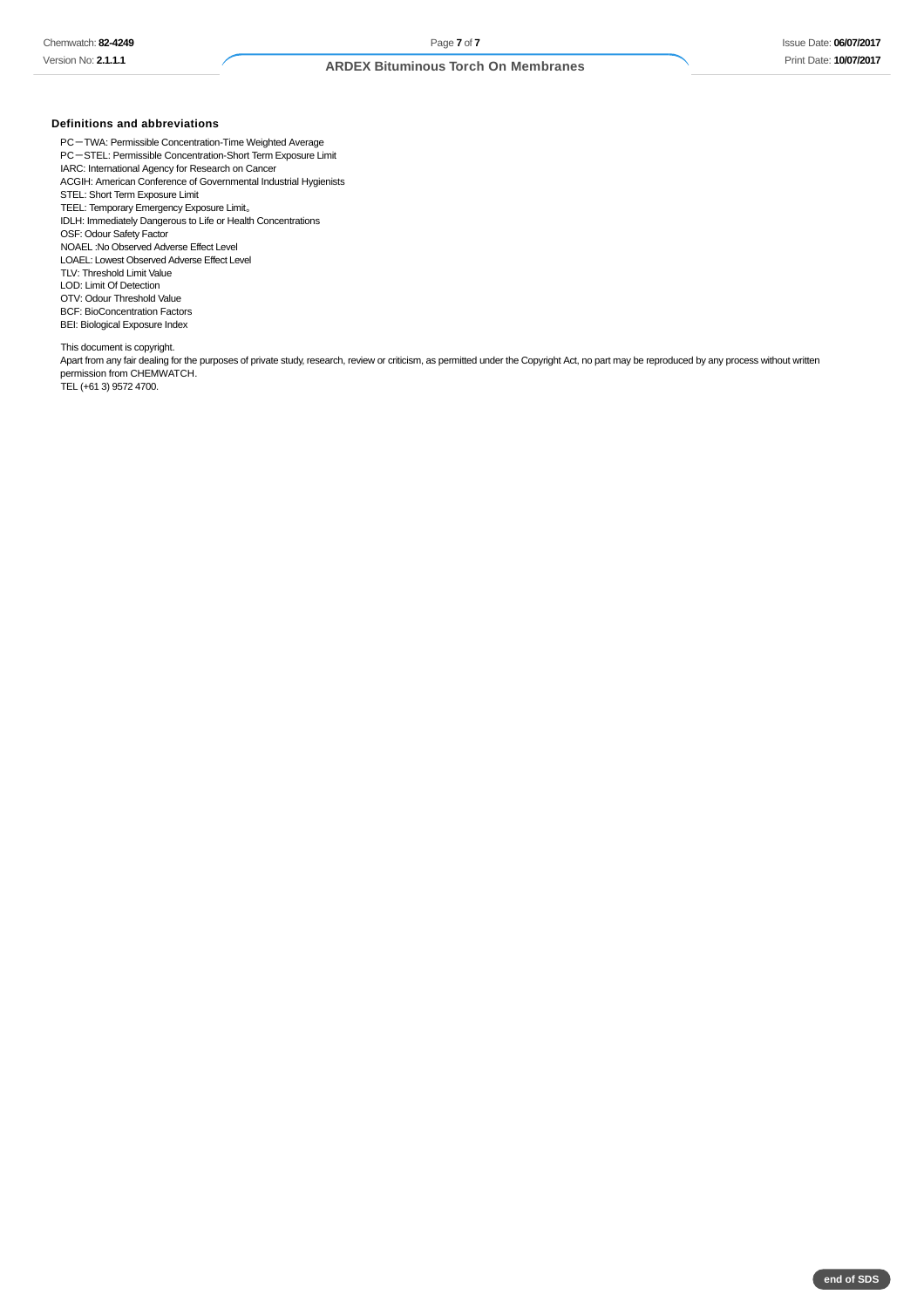### Definitions and abbreviations

PC－TWA: Permissible Concentration-Time Weighted Average
PC－STEL: Permissible Concentration-Short Term Exposure Limit
IARC: International Agency for Research on Cancer
ACGIH: American Conference of Governmental Industrial Hygienists
STEL: Short Term Exposure Limit
TEEL: Temporary Emergency Exposure Limit。
IDLH: Immediately Dangerous to Life or Health Concentrations
OSF: Odour Safety Factor
NOAEL :No Observed Adverse Effect Level
LOAEL: Lowest Observed Adverse Effect Level
TLV: Threshold Limit Value
LOD: Limit Of Detection
OTV: Odour Threshold Value
BCF: BioConcentration Factors
BEI: Biological Exposure Index

This document is copyright.
Apart from any fair dealing for the purposes of private study, research, review or criticism, as permitted under the Copyright Act, no part may be reproduced by any process without written permission from CHEMWATCH.
TEL (+61 3) 9572 4700.

end of SDS